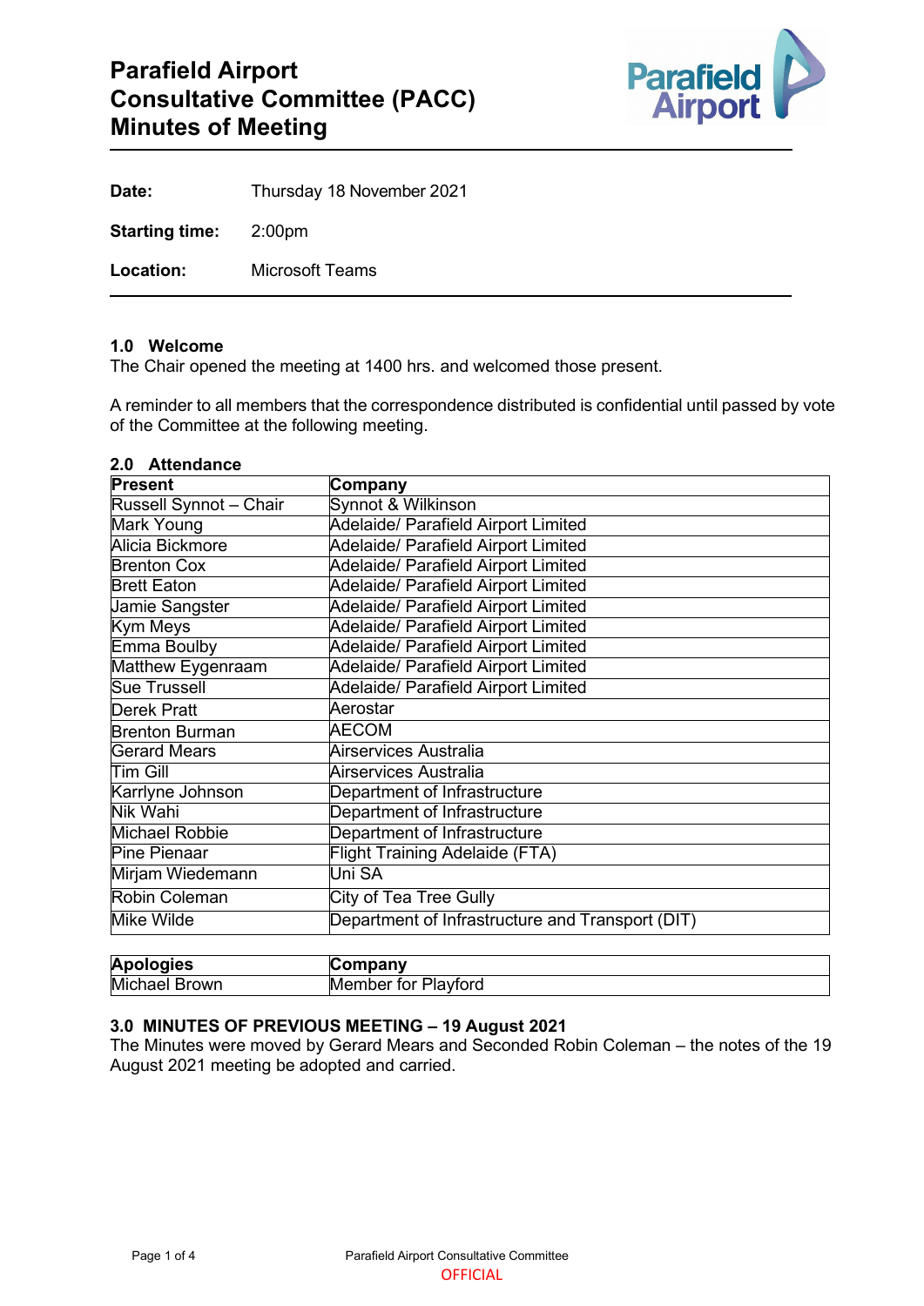# Parafield Airport Consultative Committee (PACC) Minutes of Meeting

**Date:** Thursday 18 November 2021

**Starting time:** 2:00pm

**Location:** Microsoft Teams

## 1.0 Welcome

The Chair opened the meeting at 1400 hrs. and welcomed those present.

A reminder to all members that the correspondence distributed is confidential until passed by vote of the Committee at the following meeting.

## 2.0 Attendance

| Present | Company |
|---|---|
| Russell Synnot – Chair | Synnot & Wilkinson |
| Mark Young | Adelaide/ Parafield Airport Limited |
| Alicia Bickmore | Adelaide/ Parafield Airport Limited |
| Brenton Cox | Adelaide/ Parafield Airport Limited |
| Brett Eaton | Adelaide/ Parafield Airport Limited |
| Jamie Sangster | Adelaide/ Parafield Airport Limited |
| Kym Meys | Adelaide/ Parafield Airport Limited |
| Emma Boulby | Adelaide/ Parafield Airport Limited |
| Matthew Eygenraam | Adelaide/ Parafield Airport Limited |
| Sue Trussell | Adelaide/ Parafield Airport Limited |
| Derek Pratt | Aerostar |
| Brenton Burman | AECOM |
| Gerard Mears | Airservices Australia |
| Tim Gill | Airservices Australia |
| Karrlyne Johnson | Department of Infrastructure |
| Nik Wahi | Department of Infrastructure |
| Michael Robbie | Department of Infrastructure |
| Pine Pienaar | Flight Training Adelaide (FTA) |
| Mirjam Wiedemann | Uni SA |
| Robin Coleman | City of Tea Tree Gully |
| Mike Wilde | Department of Infrastructure and Transport (DIT) |

| Apologies | Company |
|---|---|
| Michael Brown | Member for Playford |

## 3.0 MINUTES OF PREVIOUS MEETING – 19 August 2021

The Minutes were moved by Gerard Mears and Seconded Robin Coleman – the notes of the 19 August 2021 meeting be adopted and carried.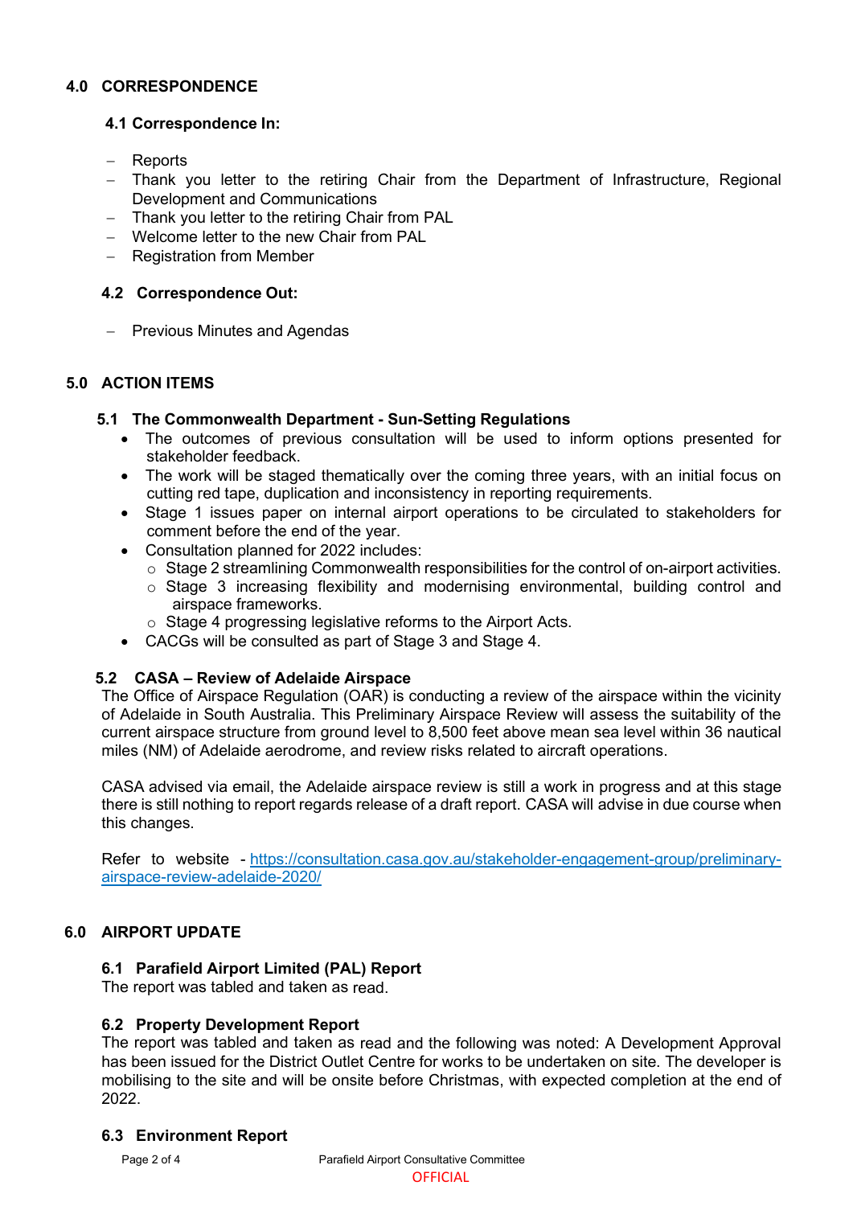## 4.0 CORRESPONDENCE

### 4.1 Correspondence In:

- Reports
- Thank you letter to the retiring Chair from the Department of Infrastructure, Regional Development and Communications
- Thank you letter to the retiring Chair from PAL
- Welcome letter to the new Chair from PAL
- Registration from Member

### 4.2 Correspondence Out:

- Previous Minutes and Agendas

## 5.0 ACTION ITEMS

### 5.1 The Commonwealth Department - Sun-Setting Regulations

- The outcomes of previous consultation will be used to inform options presented for stakeholder feedback.
- The work will be staged thematically over the coming three years, with an initial focus on cutting red tape, duplication and inconsistency in reporting requirements.
- Stage 1 issues paper on internal airport operations to be circulated to stakeholders for comment before the end of the year.
- Consultation planned for 2022 includes:
  - Stage 2 streamlining Commonwealth responsibilities for the control of on-airport activities.
  - Stage 3 increasing flexibility and modernising environmental, building control and airspace frameworks.
  - Stage 4 progressing legislative reforms to the Airport Acts.
- CACGs will be consulted as part of Stage 3 and Stage 4.

### 5.2 CASA – Review of Adelaide Airspace

The Office of Airspace Regulation (OAR) is conducting a review of the airspace within the vicinity of Adelaide in South Australia. This Preliminary Airspace Review will assess the suitability of the current airspace structure from ground level to 8,500 feet above mean sea level within 36 nautical miles (NM) of Adelaide aerodrome, and review risks related to aircraft operations.

CASA advised via email, the Adelaide airspace review is still a work in progress and at this stage there is still nothing to report regards release of a draft report. CASA will advise in due course when this changes.

Refer to website - https://consultation.casa.gov.au/stakeholder-engagement-group/preliminary-airspace-review-adelaide-2020/

## 6.0 AIRPORT UPDATE

### 6.1 Parafield Airport Limited (PAL) Report

The report was tabled and taken as read.

### 6.2 Property Development Report

The report was tabled and taken as read and the following was noted: A Development Approval has been issued for the District Outlet Centre for works to be undertaken on site. The developer is mobilising to the site and will be onsite before Christmas, with expected completion at the end of 2022.

### 6.3 Environment Report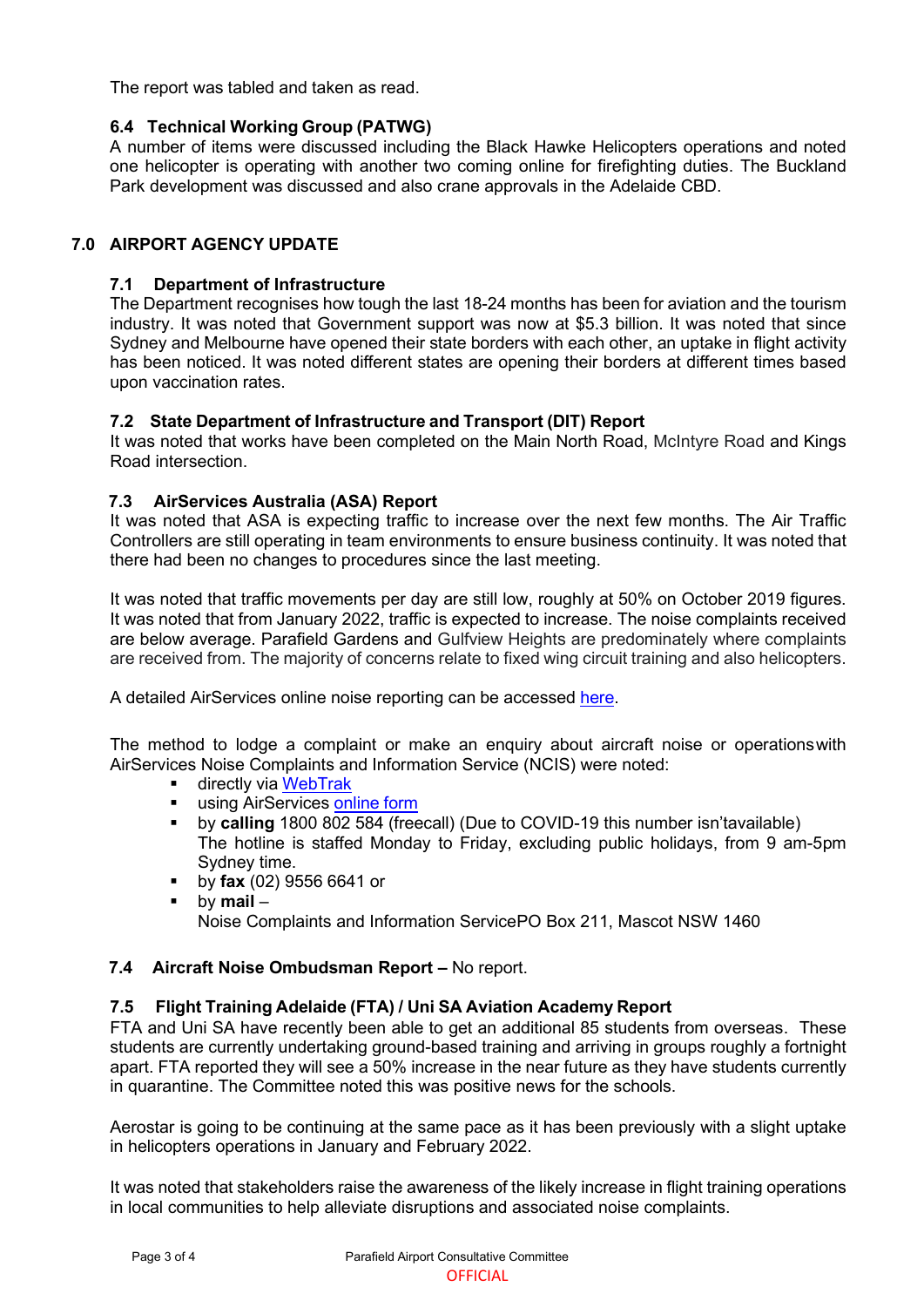The report was tabled and taken as read.

### 6.4 Technical Working Group (PATWG)

A number of items were discussed including the Black Hawke Helicopters operations and noted one helicopter is operating with another two coming online for firefighting duties. The Buckland Park development was discussed and also crane approvals in the Adelaide CBD.

## 7.0 AIRPORT AGENCY UPDATE

### 7.1 Department of Infrastructure

The Department recognises how tough the last 18-24 months has been for aviation and the tourism industry. It was noted that Government support was now at $5.3 billion. It was noted that since Sydney and Melbourne have opened their state borders with each other, an uptake in flight activity has been noticed. It was noted different states are opening their borders at different times based upon vaccination rates.

### 7.2 State Department of Infrastructure and Transport (DIT) Report

It was noted that works have been completed on the Main North Road, McIntyre Road and Kings Road intersection.

### 7.3 AirServices Australia (ASA) Report

It was noted that ASA is expecting traffic to increase over the next few months. The Air Traffic Controllers are still operating in team environments to ensure business continuity. It was noted that there had been no changes to procedures since the last meeting.

It was noted that traffic movements per day are still low, roughly at 50% on October 2019 figures. It was noted that from January 2022, traffic is expected to increase. The noise complaints received are below average. Parafield Gardens and Gulfview Heights are predominately where complaints are received from. The majority of concerns relate to fixed wing circuit training and also helicopters.

A detailed AirServices online noise reporting can be accessed here.

The method to lodge a complaint or make an enquiry about aircraft noise or operationswith AirServices Noise Complaints and Information Service (NCIS) were noted:

- directly via WebTrak
- using AirServices online form
- by **calling** 1800 802 584 (freecall) (Due to COVID-19 this number isn'tavailable) The hotline is staffed Monday to Friday, excluding public holidays, from 9 am-5pm Sydney time.
- by **fax** (02) 9556 6641 or
- by **mail** – Noise Complaints and Information ServicePO Box 211, Mascot NSW 1460

### 7.4 Aircraft Noise Ombudsman Report – No report.

### 7.5 Flight Training Adelaide (FTA) / Uni SA Aviation Academy Report

FTA and Uni SA have recently been able to get an additional 85 students from overseas. These students are currently undertaking ground-based training and arriving in groups roughly a fortnight apart. FTA reported they will see a 50% increase in the near future as they have students currently in quarantine. The Committee noted this was positive news for the schools.

Aerostar is going to be continuing at the same pace as it has been previously with a slight uptake in helicopters operations in January and February 2022.

It was noted that stakeholders raise the awareness of the likely increase in flight training operations in local communities to help alleviate disruptions and associated noise complaints.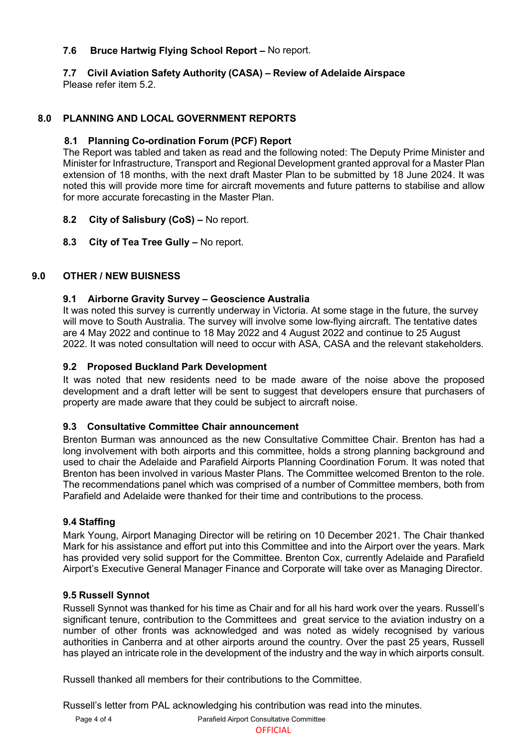### 7.6 Bruce Hartwig Flying School Report – No report.

### 7.7 Civil Aviation Safety Authority (CASA) – Review of Adelaide Airspace

Please refer item 5.2.

## 8.0 PLANNING AND LOCAL GOVERNMENT REPORTS

### 8.1 Planning Co-ordination Forum (PCF) Report

The Report was tabled and taken as read and the following noted: The Deputy Prime Minister and Minister for Infrastructure, Transport and Regional Development granted approval for a Master Plan extension of 18 months, with the next draft Master Plan to be submitted by 18 June 2024. It was noted this will provide more time for aircraft movements and future patterns to stabilise and allow for more accurate forecasting in the Master Plan.

### 8.2 City of Salisbury (CoS) – No report.

### 8.3 City of Tea Tree Gully – No report.

## 9.0 OTHER / NEW BUISNESS

### 9.1 Airborne Gravity Survey – Geoscience Australia

It was noted this survey is currently underway in Victoria. At some stage in the future, the survey will move to South Australia. The survey will involve some low-flying aircraft. The tentative dates are 4 May 2022 and continue to 18 May 2022 and 4 August 2022 and continue to 25 August 2022. It was noted consultation will need to occur with ASA, CASA and the relevant stakeholders.

### 9.2 Proposed Buckland Park Development

It was noted that new residents need to be made aware of the noise above the proposed development and a draft letter will be sent to suggest that developers ensure that purchasers of property are made aware that they could be subject to aircraft noise.

### 9.3 Consultative Committee Chair announcement

Brenton Burman was announced as the new Consultative Committee Chair. Brenton has had a long involvement with both airports and this committee, holds a strong planning background and used to chair the Adelaide and Parafield Airports Planning Coordination Forum. It was noted that Brenton has been involved in various Master Plans. The Committee welcomed Brenton to the role. The recommendations panel which was comprised of a number of Committee members, both from Parafield and Adelaide were thanked for their time and contributions to the process.

### 9.4 Staffing

Mark Young, Airport Managing Director will be retiring on 10 December 2021. The Chair thanked Mark for his assistance and effort put into this Committee and into the Airport over the years. Mark has provided very solid support for the Committee. Brenton Cox, currently Adelaide and Parafield Airport's Executive General Manager Finance and Corporate will take over as Managing Director.

### 9.5 Russell Synnot

Russell Synnot was thanked for his time as Chair and for all his hard work over the years. Russell's significant tenure, contribution to the Committees and great service to the aviation industry on a number of other fronts was acknowledged and was noted as widely recognised by various authorities in Canberra and at other airports around the country. Over the past 25 years, Russell has played an intricate role in the development of the industry and the way in which airports consult.

Russell thanked all members for their contributions to the Committee.

Russell's letter from PAL acknowledging his contribution was read into the minutes.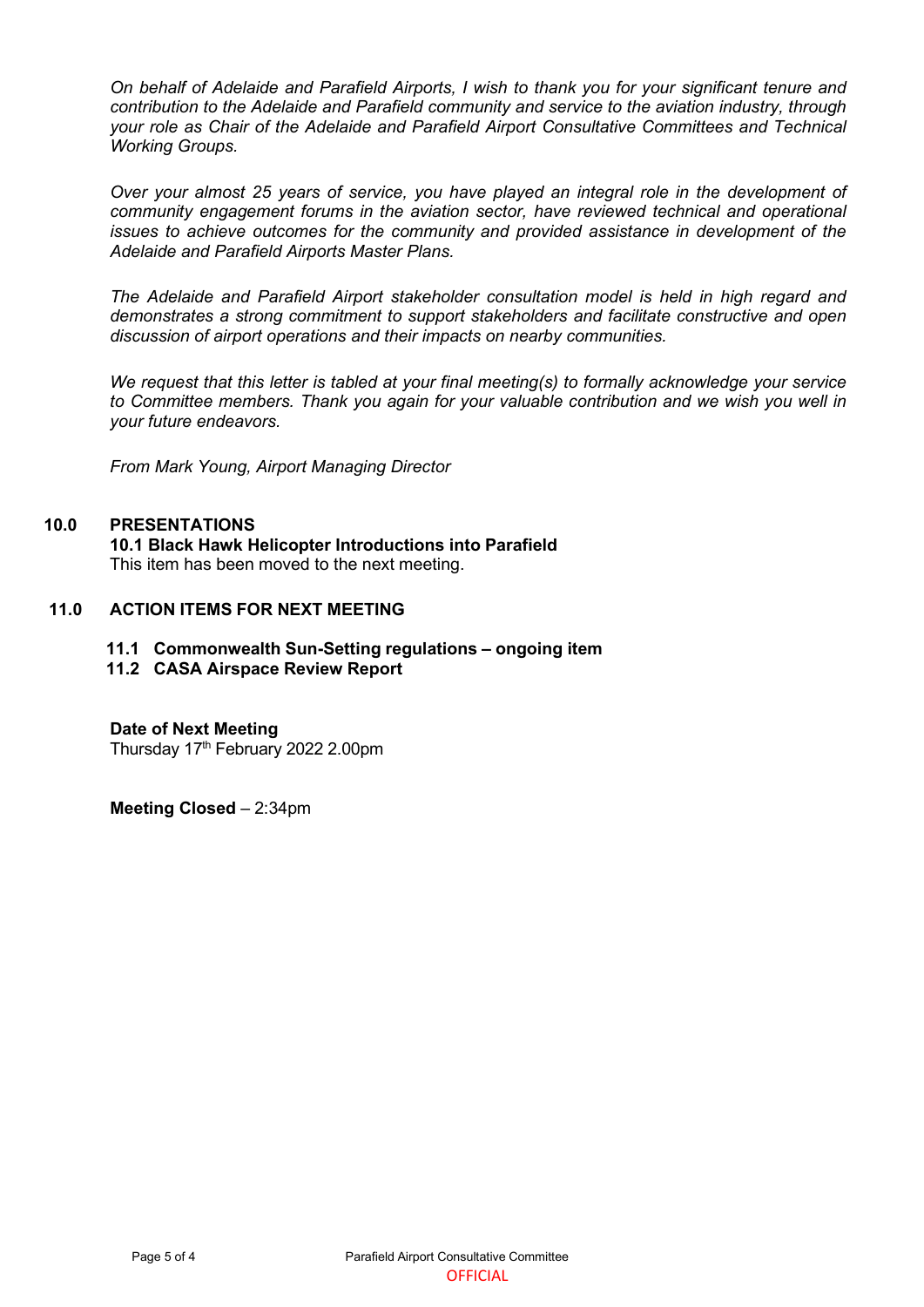*On behalf of Adelaide and Parafield Airports, I wish to thank you for your significant tenure and contribution to the Adelaide and Parafield community and service to the aviation industry, through your role as Chair of the Adelaide and Parafield Airport Consultative Committees and Technical Working Groups.*

*Over your almost 25 years of service, you have played an integral role in the development of community engagement forums in the aviation sector, have reviewed technical and operational issues to achieve outcomes for the community and provided assistance in development of the Adelaide and Parafield Airports Master Plans.*

*The Adelaide and Parafield Airport stakeholder consultation model is held in high regard and demonstrates a strong commitment to support stakeholders and facilitate constructive and open discussion of airport operations and their impacts on nearby communities.*

*We request that this letter is tabled at your final meeting(s) to formally acknowledge your service to Committee members. Thank you again for your valuable contribution and we wish you well in your future endeavors.*

*From Mark Young, Airport Managing Director*

## 10.0 PRESENTATIONS

**10.1 Black Hawk Helicopter Introductions into Parafield**

This item has been moved to the next meeting.

## 11.0 ACTION ITEMS FOR NEXT MEETING

**11.1 Commonwealth Sun-Setting regulations – ongoing item**

**11.2 CASA Airspace Review Report**

**Date of Next Meeting**

Thursday 17th February 2022 2.00pm

**Meeting Closed** – 2:34pm

OFFICIAL